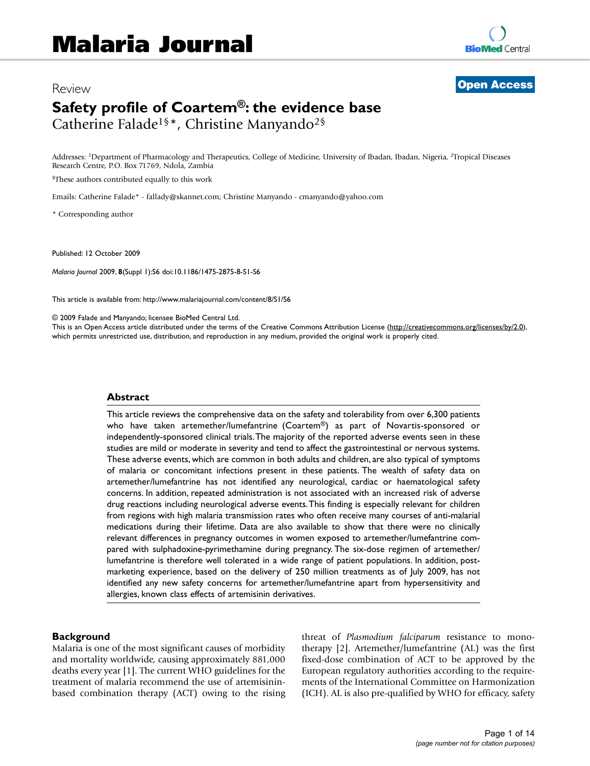# Malaria Journal

Review

**Open Access**

## Safety profile of Coartem®: the evidence base

Catherine Falade[1§*], Christine Manyando[2§]

Addresses: [1]Department of Pharmacology and Therapeutics, College of Medicine, University of Ibadan, Ibadan, Nigeria, [2]Tropical Diseases Research Centre, P.O. Box 71769, Ndola, Zambia

[§]These authors contributed equally to this work

Emails: Catherine Falade* - fallady@skannet.com; Christine Manyando - cmanyando@yahoo.com

\* Corresponding author

Published: 12 October 2009

*Malaria Journal* 2009, **8**(Suppl 1):S6 doi:10.1186/1475-2875-8-S1-S6

This article is available from: http://www.malariajournal.com/content/8/S1/S6

© 2009 Falade and Manyando; licensee BioMed Central Ltd.
This is an Open Access article distributed under the terms of the Creative Commons Attribution License (http://creativecommons.org/licenses/by/2.0), which permits unrestricted use, distribution, and reproduction in any medium, provided the original work is properly cited.

### Abstract

This article reviews the comprehensive data on the safety and tolerability from over 6,300 patients who have taken artemether/lumefantrine (Coartem®) as part of Novartis-sponsored or independently-sponsored clinical trials. The majority of the reported adverse events seen in these studies are mild or moderate in severity and tend to affect the gastrointestinal or nervous systems. These adverse events, which are common in both adults and children, are also typical of symptoms of malaria or concomitant infections present in these patients. The wealth of safety data on artemether/lumefantrine has not identified any neurological, cardiac or haematological safety concerns. In addition, repeated administration is not associated with an increased risk of adverse drug reactions including neurological adverse events. This finding is especially relevant for children from regions with high malaria transmission rates who often receive many courses of anti-malarial medications during their lifetime. Data are also available to show that there were no clinically relevant differences in pregnancy outcomes in women exposed to artemether/lumefantrine compared with sulphadoxine-pyrimethamine during pregnancy. The six-dose regimen of artemether/lumefantrine is therefore well tolerated in a wide range of patient populations. In addition, post-marketing experience, based on the delivery of 250 million treatments as of July 2009, has not identified any new safety concerns for artemether/lumefantrine apart from hypersensitivity and allergies, known class effects of artemisinin derivatives.

### Background

Malaria is one of the most significant causes of morbidity and mortality worldwide, causing approximately 881,000 deaths every year [1]. The current WHO guidelines for the treatment of malaria recommend the use of artemisinin-based combination therapy (ACT) owing to the rising threat of *Plasmodium falciparum* resistance to monotherapy [2]. Artemether/lumefantrine (AL) was the first fixed-dose combination of ACT to be approved by the European regulatory authorities according to the requirements of the International Committee on Harmonization (ICH). AL is also pre-qualified by WHO for efficacy, safety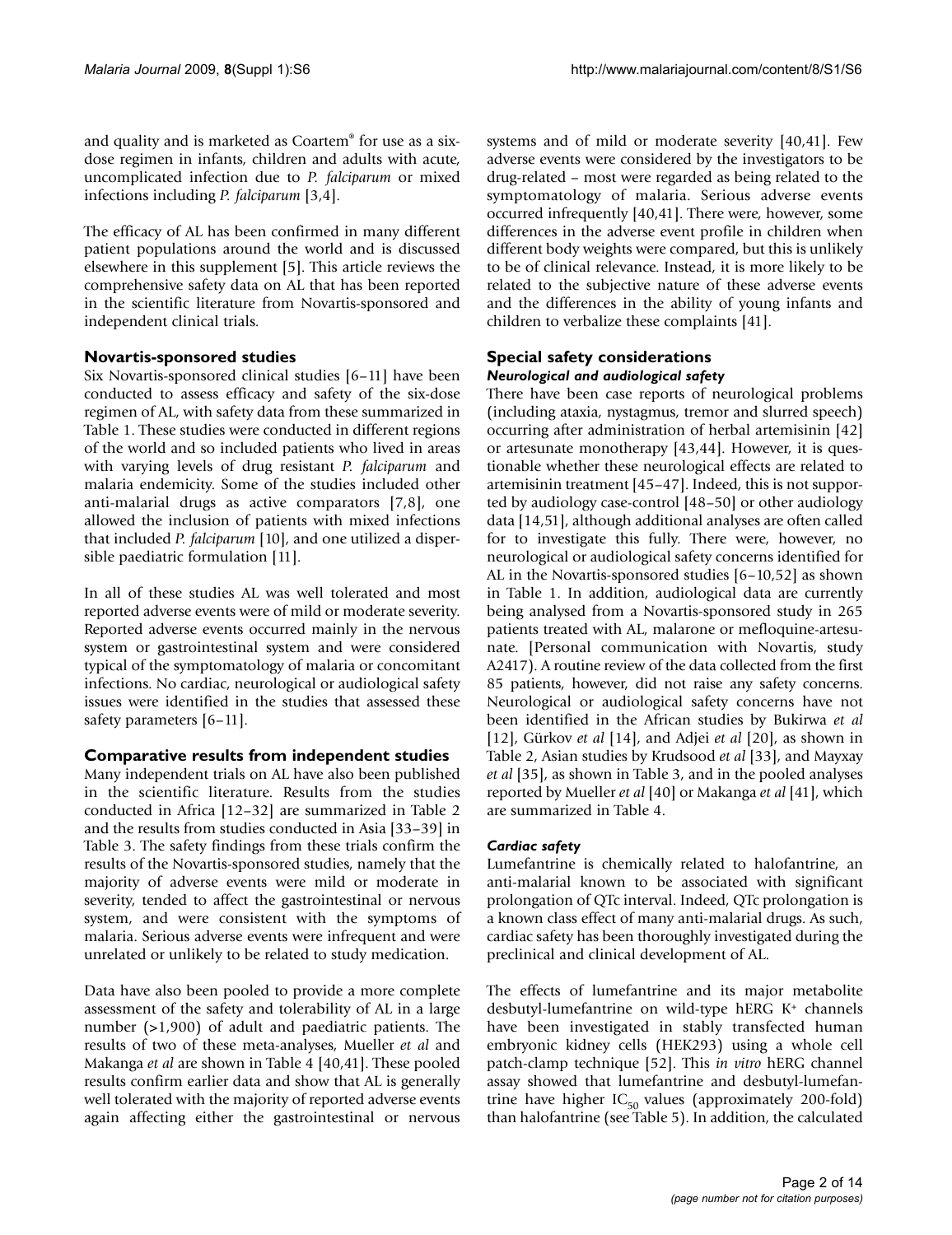and quality and is marketed as Coartem® for use as a six-dose regimen in infants, children and adults with acute, uncomplicated infection due to *P. falciparum* or mixed infections including *P. falciparum* [3,4].

The efficacy of AL has been confirmed in many different patient populations around the world and is discussed elsewhere in this supplement [5]. This article reviews the comprehensive safety data on AL that has been reported in the scientific literature from Novartis-sponsored and independent clinical trials.

## Novartis-sponsored studies

Six Novartis-sponsored clinical studies [6–11] have been conducted to assess efficacy and safety of the six-dose regimen of AL, with safety data from these summarized in Table 1. These studies were conducted in different regions of the world and so included patients who lived in areas with varying levels of drug resistant *P. falciparum* and malaria endemicity. Some of the studies included other anti-malarial drugs as active comparators [7,8], one allowed the inclusion of patients with mixed infections that included *P. falciparum* [10], and one utilized a dispersible paediatric formulation [11].

In all of these studies AL was well tolerated and most reported adverse events were of mild or moderate severity. Reported adverse events occurred mainly in the nervous system or gastrointestinal system and were considered typical of the symptomatology of malaria or concomitant infections. No cardiac, neurological or audiological safety issues were identified in the studies that assessed these safety parameters [6–11].

## Comparative results from independent studies

Many independent trials on AL have also been published in the scientific literature. Results from the studies conducted in Africa [12–32] are summarized in Table 2 and the results from studies conducted in Asia [33–39] in Table 3. The safety findings from these trials confirm the results of the Novartis-sponsored studies, namely that the majority of adverse events were mild or moderate in severity, tended to affect the gastrointestinal or nervous system, and were consistent with the symptoms of malaria. Serious adverse events were infrequent and were unrelated or unlikely to be related to study medication.

Data have also been pooled to provide a more complete assessment of the safety and tolerability of AL in a large number (>1,900) of adult and paediatric patients. The results of two of these meta-analyses, Mueller *et al* and Makanga *et al* are shown in Table 4 [40,41]. These pooled results confirm earlier data and show that AL is generally well tolerated with the majority of reported adverse events again affecting either the gastrointestinal or nervous systems and of mild or moderate severity [40,41]. Few adverse events were considered by the investigators to be drug-related – most were regarded as being related to the symptomatology of malaria. Serious adverse events occurred infrequently [40,41]. There were, however, some differences in the adverse event profile in children when different body weights were compared, but this is unlikely to be of clinical relevance. Instead, it is more likely to be related to the subjective nature of these adverse events and the differences in the ability of young infants and children to verbalize these complaints [41].

## Special safety considerations

### *Neurological and audiological safety*

There have been case reports of neurological problems (including ataxia, nystagmus, tremor and slurred speech) occurring after administration of herbal artemisinin [42] or artesunate monotherapy [43,44]. However, it is questionable whether these neurological effects are related to artemisinin treatment [45–47]. Indeed, this is not supported by audiology case-control [48–50] or other audiology data [14,51], although additional analyses are often called for to investigate this fully. There were, however, no neurological or audiological safety concerns identified for AL in the Novartis-sponsored studies [6–10,52] as shown in Table 1. In addition, audiological data are currently being analysed from a Novartis-sponsored study in 265 patients treated with AL, malarone or mefloquine-artesunate. [Personal communication with Novartis, study A2417). A routine review of the data collected from the first 85 patients, however, did not raise any safety concerns. Neurological or audiological safety concerns have not been identified in the African studies by Bukirwa *et al* [12], Gürkov *et al* [14], and Adjei *et al* [20], as shown in Table 2, Asian studies by Krudsood *et al* [33], and Mayxay *et al* [35], as shown in Table 3, and in the pooled analyses reported by Mueller *et al* [40] or Makanga *et al* [41], which are summarized in Table 4.

### *Cardiac safety*

Lumefantrine is chemically related to halofantrine, an anti-malarial known to be associated with significant prolongation of QTc interval. Indeed, QTc prolongation is a known class effect of many anti-malarial drugs. As such, cardiac safety has been thoroughly investigated during the preclinical and clinical development of AL.

The effects of lumefantrine and its major metabolite desbutyl-lumefantrine on wild-type hERG $K^+$ channels have been investigated in stably transfected human embryonic kidney cells (HEK293) using a whole cell patch-clamp technique [52]. This *in vitro* hERG channel assay showed that lumefantrine and desbutyl-lumefantrine have higher $IC_{50}$ values (approximately 200-fold) than halofantrine (see Table 5). In addition, the calculated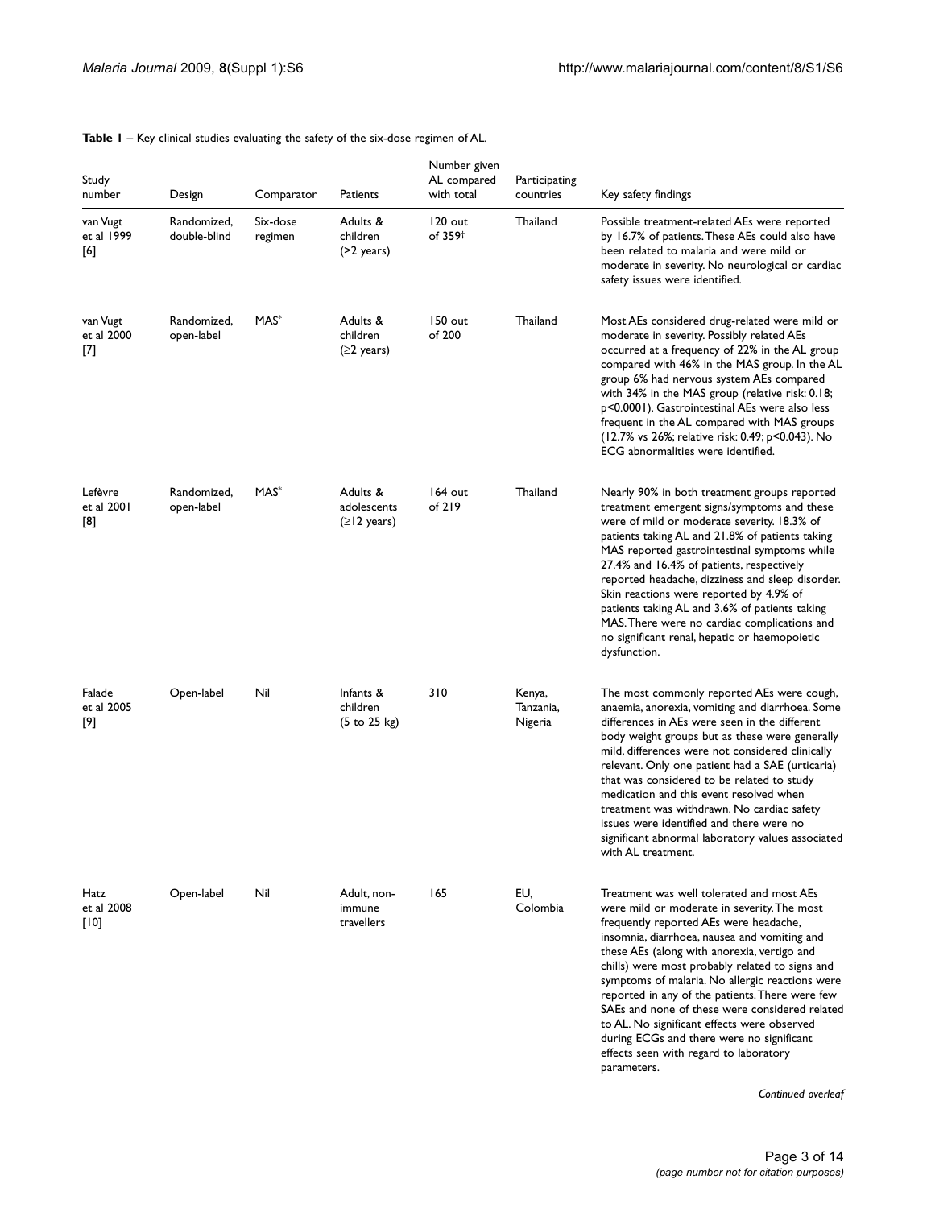**Table 1** – Key clinical studies evaluating the safety of the six-dose regimen of AL.

| Study number | Design | Comparator | Patients | Number given AL compared with total | Participating countries | Key safety findings |
|---|---|---|---|---|---|---|
| van Vugt et al 1999 [6] | Randomized, double-blind | Six-dose regimen | Adults & children (>2 years) | 120 out of 359† | Thailand | Possible treatment-related AEs were reported by 16.7% of patients. These AEs could also have been related to malaria and were mild or moderate in severity. No neurological or cardiac safety issues were identified. |
| van Vugt et al 2000 [7] | Randomized, open-label | MAS* | Adults & children (≥2 years) | 150 out of 200 | Thailand | Most AEs considered drug-related were mild or moderate in severity. Possibly related AEs occurred at a frequency of 22% in the AL group compared with 46% in the MAS group. In the AL group 6% had nervous system AEs compared with 34% in the MAS group (relative risk: 0.18; p<0.0001). Gastrointestinal AEs were also less frequent in the AL compared with MAS groups (12.7% vs 26%; relative risk: 0.49; p<0.043). No ECG abnormalities were identified. |
| Lefèvre et al 2001 [8] | Randomized, open-label | MAS* | Adults & adolescents (≥12 years) | 164 out of 219 | Thailand | Nearly 90% in both treatment groups reported treatment emergent signs/symptoms and these were of mild or moderate severity. 18.3% of patients taking AL and 21.8% of patients taking MAS reported gastrointestinal symptoms while 27.4% and 16.4% of patients, respectively reported headache, dizziness and sleep disorder. Skin reactions were reported by 4.9% of patients taking AL and 3.6% of patients taking MAS. There were no cardiac complications and no significant renal, hepatic or haemopoietic dysfunction. |
| Falade et al 2005 [9] | Open-label | Nil | Infants & children (5 to 25 kg) | 310 | Kenya, Tanzania, Nigeria | The most commonly reported AEs were cough, anaemia, anorexia, vomiting and diarrhoea. Some differences in AEs were seen in the different body weight groups but as these were generally mild, differences were not considered clinically relevant. Only one patient had a SAE (urticaria) that was considered to be related to study medication and this event resolved when treatment was withdrawn. No cardiac safety issues were identified and there were no significant abnormal laboratory values associated with AL treatment. |
| Hatz et al 2008 [10] | Open-label | Nil | Adult, non-immune travellers | 165 | EU, Colombia | Treatment was well tolerated and most AEs were mild or moderate in severity. The most frequently reported AEs were headache, insomnia, diarrhoea, nausea and vomiting and these AEs (along with anorexia, vertigo and chills) were most probably related to signs and symptoms of malaria. No allergic reactions were reported in any of the patients. There were few SAEs and none of these were considered related to AL. No significant effects were observed during ECGs and there were no significant effects seen with regard to laboratory parameters. |

*Continued overleaf*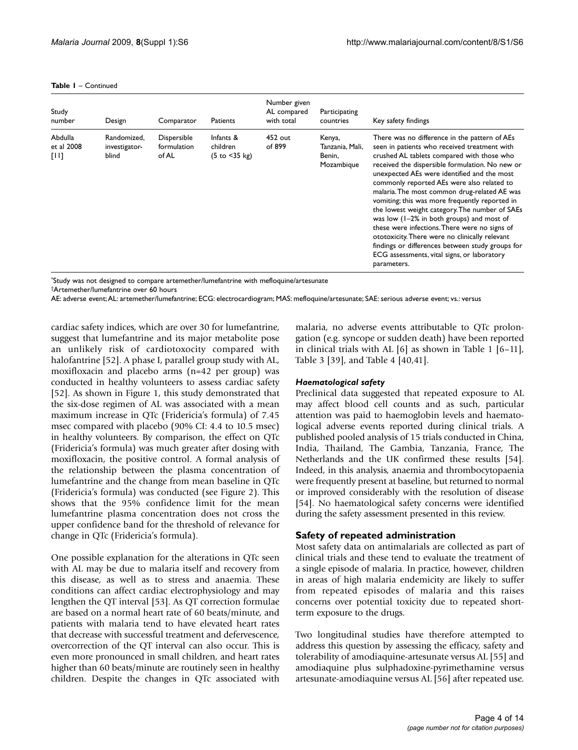**Table 1** – Continued

| Study number | Design | Comparator | Patients | Number given AL compared with total | Participating countries | Key safety findings |
| --- | --- | --- | --- | --- | --- | --- |
| Abdulla et al 2008 [11] | Randomized, investigator-blind | Dispersible formulation of AL | Infants & children (5 to <35 kg) | 452 out of 899 | Kenya, Tanzania, Mali, Benin, Mozambique | There was no difference in the pattern of AEs seen in patients who received treatment with crushed AL tablets compared with those who received the dispersible formulation. No new or unexpected AEs were identified and the most commonly reported AEs were also related to malaria. The most common drug-related AE was vomiting; this was more frequently reported in the lowest weight category. The number of SAEs was low (1–2% in both groups) and most of these were infections. There were no signs of ototoxicity. There were no clinically relevant findings or differences between study groups for ECG assessments, vital signs, or laboratory parameters. |

*Study was not designed to compare artemether/lumefantrine with mefloquine/artesunate

†Artemether/lumefantrine over 60 hours

AE: adverse event; AL: artemether/lumefantrine; ECG: electrocardiogram; MAS: mefloquine/artesunate; SAE: serious adverse event; vs.: versus

cardiac safety indices, which are over 30 for lumefantrine, suggest that lumefantrine and its major metabolite pose an unlikely risk of cardiotoxocity compared with halofantrine [52]. A phase I, parallel group study with AL, moxifloxacin and placebo arms (n=42 per group) was conducted in healthy volunteers to assess cardiac safety [52]. As shown in Figure 1, this study demonstrated that the six-dose regimen of AL was associated with a mean maximum increase in QTc (Fridericia's formula) of 7.45 msec compared with placebo (90% CI: 4.4 to 10.5 msec) in healthy volunteers. By comparison, the effect on QTc (Fridericia's formula) was much greater after dosing with moxifloxacin, the positive control. A formal analysis of the relationship between the plasma concentration of lumefantrine and the change from mean baseline in QTc (Fridericia's formula) was conducted (see Figure 2). This shows that the 95% confidence limit for the mean lumefantrine plasma concentration does not cross the upper confidence band for the threshold of relevance for change in QTc (Fridericia's formula).

One possible explanation for the alterations in QTc seen with AL may be due to malaria itself and recovery from this disease, as well as to stress and anaemia. These conditions can affect cardiac electrophysiology and may lengthen the QT interval [53]. As QT correction formulae are based on a normal heart rate of 60 beats/minute, and patients with malaria tend to have elevated heart rates that decrease with successful treatment and defervescence, overcorrection of the QT interval can also occur. This is even more pronounced in small children, and heart rates higher than 60 beats/minute are routinely seen in healthy children. Despite the changes in QTc associated with malaria, no adverse events attributable to QTc prolongation (e.g. syncope or sudden death) have been reported in clinical trials with AL [6] as shown in Table 1 [6–11], Table 3 [39], and Table 4 [40,41].

### *Haematological safety*

Preclinical data suggested that repeated exposure to AL may affect blood cell counts and as such, particular attention was paid to haemoglobin levels and haematological adverse events reported during clinical trials. A published pooled analysis of 15 trials conducted in China, India, Thailand, The Gambia, Tanzania, France, The Netherlands and the UK confirmed these results [54]. Indeed, in this analysis, anaemia and thrombocytopaenia were frequently present at baseline, but returned to normal or improved considerably with the resolution of disease [54]. No haematological safety concerns were identified during the safety assessment presented in this review.

## Safety of repeated administration

Most safety data on antimalarials are collected as part of clinical trials and these tend to evaluate the treatment of a single episode of malaria. In practice, however, children in areas of high malaria endemicity are likely to suffer from repeated episodes of malaria and this raises concerns over potential toxicity due to repeated short-term exposure to the drugs.

Two longitudinal studies have therefore attempted to address this question by assessing the efficacy, safety and tolerability of amodiaquine-artesunate versus AL [55] and amodiaquine plus sulphadoxine-pyrimethamine versus artesunate-amodiaquine versus AL [56] after repeated use.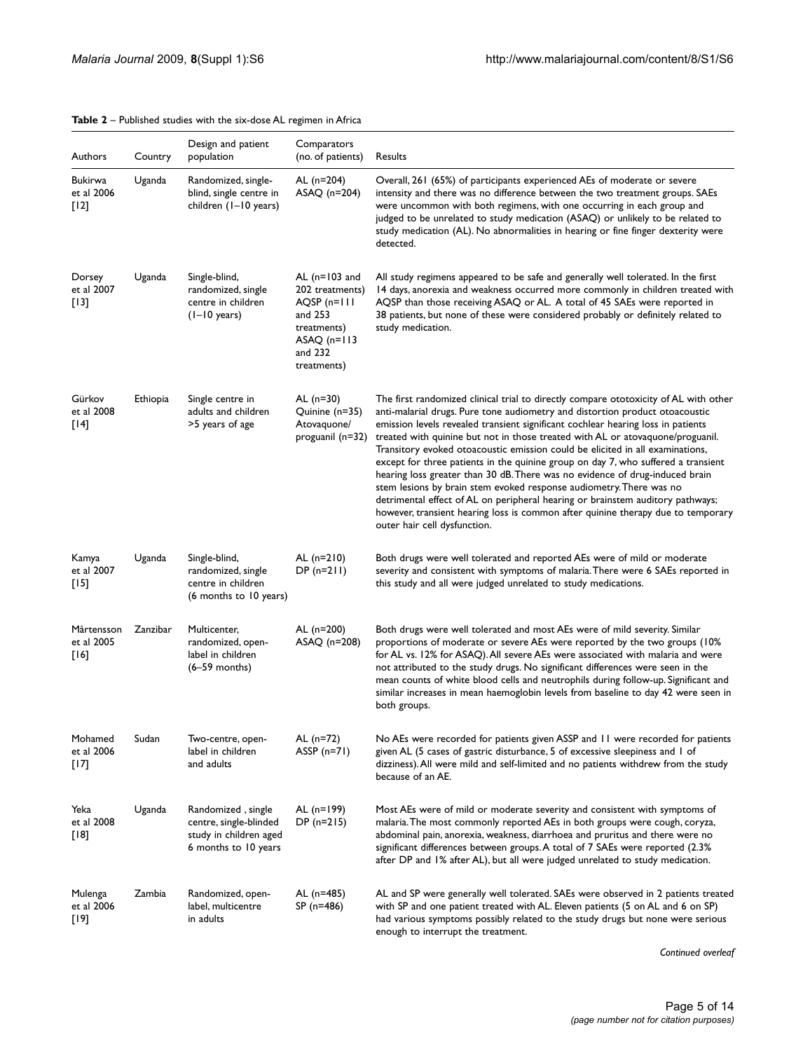**Table 2** – Published studies with the six-dose AL regimen in Africa

| Authors | Country | Design and patient population | Comparators (no. of patients) | Results |
| --- | --- | --- | --- | --- |
| Bukirwa et al 2006 [12] | Uganda | Randomized, single-blind, single centre in children (1–10 years) | AL (n=204) ASAQ (n=204) | Overall, 261 (65%) of participants experienced AEs of moderate or severe intensity and there was no difference between the two treatment groups. SAEs were uncommon with both regimens, with one occurring in each group and judged to be unrelated to study medication (ASAQ) or unlikely to be related to study medication (AL). No abnormalities in hearing or fine finger dexterity were detected. |
| Dorsey et al 2007 [13] | Uganda | Single-blind, randomized, single centre in children (1–10 years) | AL (n=103 and 202 treatments) AQSP (n=111 and 253 treatments) ASAQ (n=113 and 232 treatments) | All study regimens appeared to be safe and generally well tolerated. In the first 14 days, anorexia and weakness occurred more commonly in children treated with AQSP than those receiving ASAQ or AL. A total of 45 SAEs were reported in 38 patients, but none of these were considered probably or definitely related to study medication. |
| Gürkov et al 2008 [14] | Ethiopia | Single centre in adults and children >5 years of age | AL (n=30) Quinine (n=35) Atovaquone/ proguanil (n=32) | The first randomized clinical trial to directly compare ototoxicity of AL with other anti-malarial drugs. Pure tone audiometry and distortion product otoacoustic emission levels revealed transient significant cochlear hearing loss in patients treated with quinine but not in those treated with AL or atovaquone/proguanil. Transitory evoked otoacoustic emission could be elicited in all examinations, except for three patients in the quinine group on day 7, who suffered a transient hearing loss greater than 30 dB. There was no evidence of drug-induced brain stem lesions by brain stem evoked response audiometry. There was no detrimental effect of AL on peripheral hearing or brainstem auditory pathways; however, transient hearing loss is common after quinine therapy due to temporary outer hair cell dysfunction. |
| Kamya et al 2007 [15] | Uganda | Single-blind, randomized, single centre in children (6 months to 10 years) | AL (n=210) DP (n=211) | Both drugs were well tolerated and reported AEs were of mild or moderate severity and consistent with symptoms of malaria. There were 6 SAEs reported in this study and all were judged unrelated to study medications. |
| Mårtensson et al 2005 [16] | Zanzibar | Multicenter, randomized, open-label in children (6–59 months) | AL (n=200) ASAQ (n=208) | Both drugs were well tolerated and most AEs were of mild severity. Similar proportions of moderate or severe AEs were reported by the two groups (10% for AL vs. 12% for ASAQ). All severe AEs were associated with malaria and were not attributed to the study drugs. No significant differences were seen in the mean counts of white blood cells and neutrophils during follow-up. Significant and similar increases in mean haemoglobin levels from baseline to day 42 were seen in both groups. |
| Mohamed et al 2006 [17] | Sudan | Two-centre, open-label in children and adults | AL (n=72) ASSP (n=71) | No AEs were recorded for patients given ASSP and 11 were recorded for patients given AL (5 cases of gastric disturbance, 5 of excessive sleepiness and 1 of dizziness). All were mild and self-limited and no patients withdrew from the study because of an AE. |
| Yeka et al 2008 [18] | Uganda | Randomized , single centre, single-blinded study in children aged 6 months to 10 years | AL (n=199) DP (n=215) | Most AEs were of mild or moderate severity and consistent with symptoms of malaria. The most commonly reported AEs in both groups were cough, coryza, abdominal pain, anorexia, weakness, diarrhoea and pruritus and there were no significant differences between groups. A total of 7 SAEs were reported (2.3% after DP and 1% after AL), but all were judged unrelated to study medication. |
| Mulenga et al 2006 [19] | Zambia | Randomized, open-label, multicentre in adults | AL (n=485) SP (n=486) | AL and SP were generally well tolerated. SAEs were observed in 2 patients treated with SP and one patient treated with AL. Eleven patients (5 on AL and 6 on SP) had various symptoms possibly related to the study drugs but none were serious enough to interrupt the treatment. |

*Continued overleaf*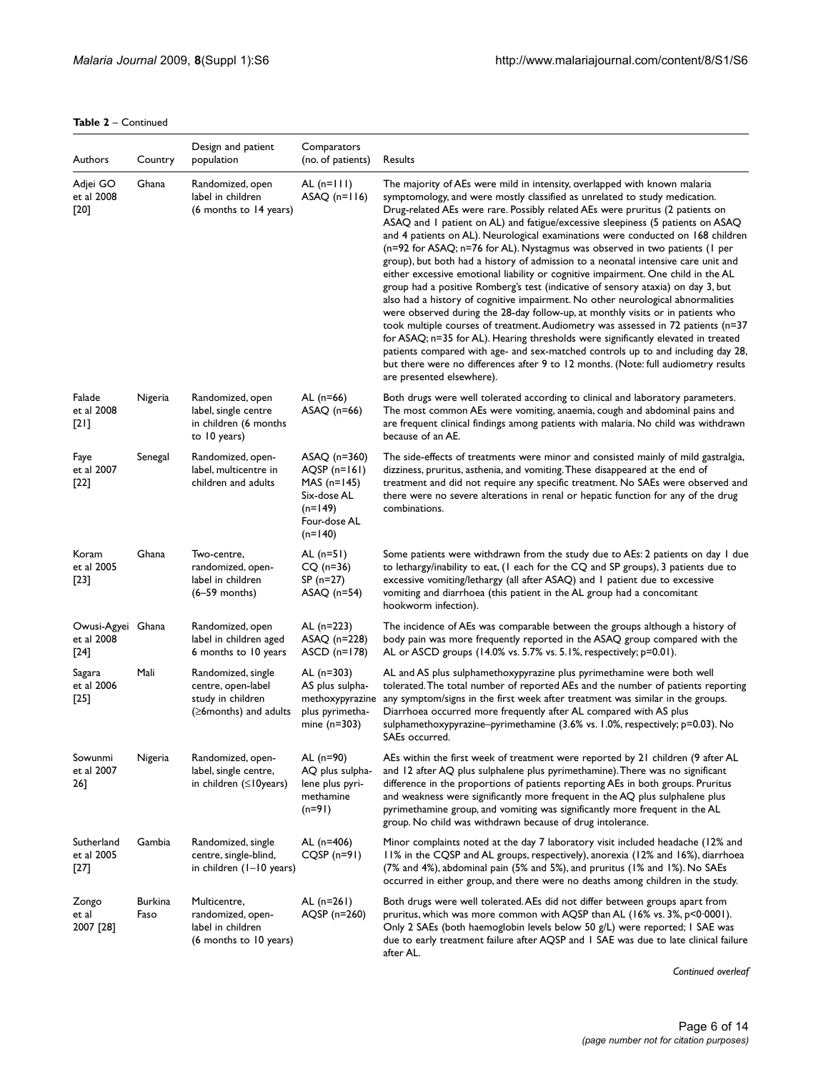**Table 2** – Continued

| Authors | Country | Design and patient population | Comparators (no. of patients) | Results |
|---|---|---|---|---|
| Adjei GO et al 2008 [20] | Ghana | Randomized, open label in children (6 months to 14 years) | AL (n=111) ASAQ (n=116) | The majority of AEs were mild in intensity, overlapped with known malaria symptomology, and were mostly classified as unrelated to study medication. Drug-related AEs were rare. Possibly related AEs were pruritus (2 patients on ASAQ and 1 patient on AL) and fatigue/excessive sleepiness (5 patients on ASAQ and 4 patients on AL). Neurological examinations were conducted on 168 children (n=92 for ASAQ; n=76 for AL). Nystagmus was observed in two patients (1 per group), but both had a history of admission to a neonatal intensive care unit and either excessive emotional liability or cognitive impairment. One child in the AL group had a positive Romberg's test (indicative of sensory ataxia) on day 3, but also had a history of cognitive impairment. No other neurological abnormalities were observed during the 28-day follow-up, at monthly visits or in patients who took multiple courses of treatment. Audiometry was assessed in 72 patients (n=37 for ASAQ; n=35 for AL). Hearing thresholds were significantly elevated in treated patients compared with age- and sex-matched controls up to and including day 28, but there were no differences after 9 to 12 months. (Note: full audiometry results are presented elsewhere). |
| Falade et al 2008 [21] | Nigeria | Randomized, open label, single centre in children (6 months to 10 years) | AL (n=66) ASAQ (n=66) | Both drugs were well tolerated according to clinical and laboratory parameters. The most common AEs were vomiting, anaemia, cough and abdominal pains and are frequent clinical findings among patients with malaria. No child was withdrawn because of an AE. |
| Faye et al 2007 [22] | Senegal | Randomized, open-label, multicentre in children and adults | ASAQ (n=360) AQSP (n=161) MAS (n=145) Six-dose AL (n=149) Four-dose AL (n=140) | The side-effects of treatments were minor and consisted mainly of mild gastralgia, dizziness, pruritus, asthenia, and vomiting. These disappeared at the end of treatment and did not require any specific treatment. No SAEs were observed and there were no severe alterations in renal or hepatic function for any of the drug combinations. |
| Koram et al 2005 [23] | Ghana | Two-centre, randomized, open-label in children (6–59 months) | AL (n=51) CQ (n=36) SP (n=27) ASAQ (n=54) | Some patients were withdrawn from the study due to AEs: 2 patients on day 1 due to lethargy/inability to eat, (1 each for the CQ and SP groups), 3 patients due to excessive vomiting/lethargy (all after ASAQ) and 1 patient due to excessive vomiting and diarrhoea (this patient in the AL group had a concomitant hookworm infection). |
| Owusi-Agyei et al 2008 [24] | Ghana | Randomized, open label in children aged 6 months to 10 years | AL (n=223) ASAQ (n=228) ASCD (n=178) | The incidence of AEs was comparable between the groups although a history of body pain was more frequently reported in the ASAQ group compared with the AL or ASCD groups (14.0% vs. 5.7% vs. 5.1%, respectively; p=0.01). |
| Sagara et al 2006 [25] | Mali | Randomized, single centre, open-label study in children (≥6months) and adults | AL (n=303) AS plus sulpha-methoxypyrazine plus pyrimetha-mine (n=303) | AL and AS plus sulphamethoxypyrazine plus pyrimethamine were both well tolerated. The total number of reported AEs and the number of patients reporting any symptom/signs in the first week after treatment was similar in the groups. Diarrhoea occurred more frequently after AL compared with AS plus sulphamethoxypyrazine–pyrimethamine (3.6% vs. 1.0%, respectively; p=0.03). No SAEs occurred. |
| Sowunmi et al 2007 26] | Nigeria | Randomized, open-label, single centre, in children (≤10years) | AL (n=90) AQ plus sulpha-lene plus pyri-methamine (n=91) | AEs within the first week of treatment were reported by 21 children (9 after AL and 12 after AQ plus sulphalene plus pyrimethamine). There was no significant difference in the proportions of patients reporting AEs in both groups. Pruritus and weakness were significantly more frequent in the AQ plus sulphalene plus pyrimethamine group, and vomiting was significantly more frequent in the AL group. No child was withdrawn because of drug intolerance. |
| Sutherland et al 2005 [27] | Gambia | Randomized, single centre, single-blind, in children (1–10 years) | AL (n=406) CQSP (n=91) | Minor complaints noted at the day 7 laboratory visit included headache (12% and 11% in the CQSP and AL groups, respectively), anorexia (12% and 16%), diarrhoea (7% and 4%), abdominal pain (5% and 5%), and pruritus (1% and 1%). No SAEs occurred in either group, and there were no deaths among children in the study. |
| Zongo et al 2007 [28] | Burkina Faso | Multicentre, randomized, open-label in children (6 months to 10 years) | AL (n=261) AQSP (n=260) | Both drugs were well tolerated. AEs did not differ between groups apart from pruritus, which was more common with AQSP than AL (16% vs. 3%, p<0·0001). Only 2 SAEs (both haemoglobin levels below 50 g/L) were reported; 1 SAE was due to early treatment failure after AQSP and 1 SAE was due to late clinical failure after AL. |

*Continued overleaf*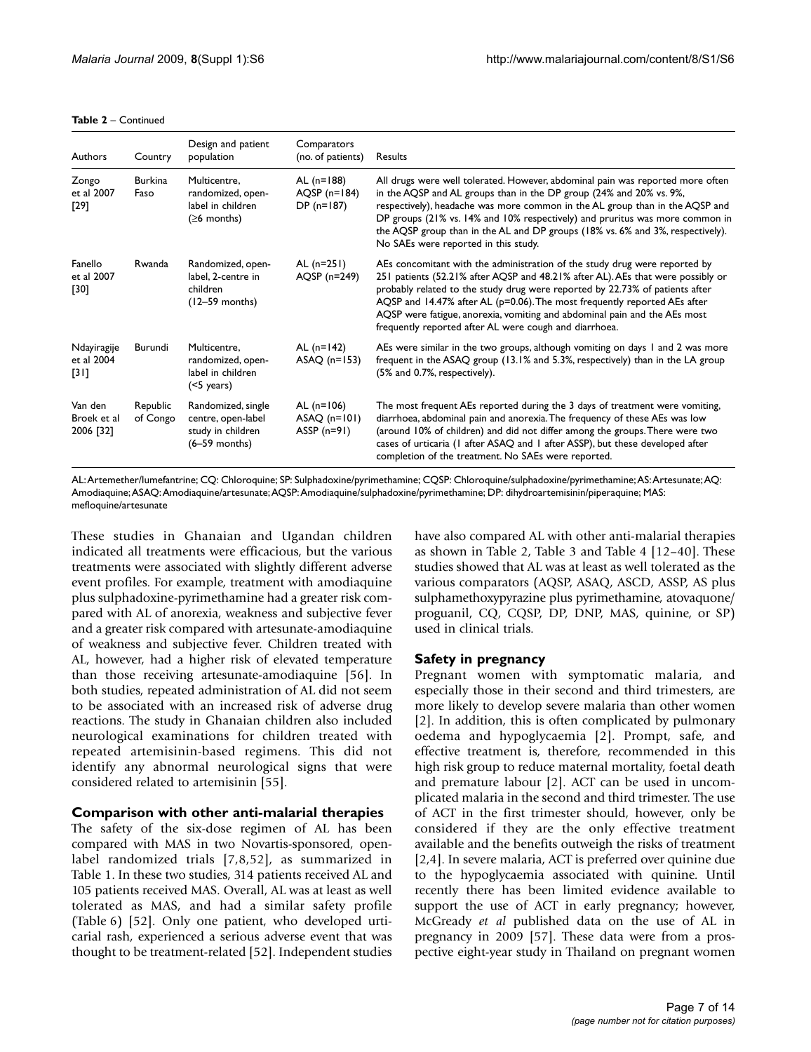**Table 2** – Continued

| Authors | Country | Design and patient population | Comparators (no. of patients) | Results |
| --- | --- | --- | --- | --- |
| Zongo et al 2007 [29] | Burkina Faso | Multicentre, randomized, open-label in children (≥6 months) | AL (n=188) AQSP (n=184) DP (n=187) | All drugs were well tolerated. However, abdominal pain was reported more often in the AQSP and AL groups than in the DP group (24% and 20% vs. 9%, respectively), headache was more common in the AL group than in the AQSP and DP groups (21% vs. 14% and 10% respectively) and pruritus was more common in the AQSP group than in the AL and DP groups (18% vs. 6% and 3%, respectively). No SAEs were reported in this study. |
| Fanello et al 2007 [30] | Rwanda | Randomized, open-label, 2-centre in children (12–59 months) | AL (n=251) AQSP (n=249) | AEs concomitant with the administration of the study drug were reported by 251 patients (52.21% after AQSP and 48.21% after AL). AEs that were possibly or probably related to the study drug were reported by 22.73% of patients after AQSP and 14.47% after AL (p=0.06). The most frequently reported AEs after AQSP were fatigue, anorexia, vomiting and abdominal pain and the AEs most frequently reported after AL were cough and diarrhoea. |
| Ndayiragije et al 2004 [31] | Burundi | Multicentre, randomized, open-label in children (<5 years) | AL (n=142) ASAQ (n=153) | AEs were similar in the two groups, although vomiting on days 1 and 2 was more frequent in the ASAQ group (13.1% and 5.3%, respectively) than in the LA group (5% and 0.7%, respectively). |
| Van den Broek et al 2006 [32] | Republic of Congo | Randomized, single centre, open-label study in children (6–59 months) | AL (n=106) ASAQ (n=101) ASSP (n=91) | The most frequent AEs reported during the 3 days of treatment were vomiting, diarrhoea, abdominal pain and anorexia. The frequency of these AEs was low (around 10% of children) and did not differ among the groups. There were two cases of urticaria (1 after ASAQ and 1 after ASSP), but these developed after completion of the treatment. No SAEs were reported. |

AL: Artemether/lumefantrine; CQ: Chloroquine; SP: Sulphadoxine/pyrimethamine; CQSP: Chloroquine/sulphadoxine/pyrimethamine; AS: Artesunate; AQ: Amodiaquine; ASAQ: Amodiaquine/artesunate; AQSP: Amodiaquine/sulphadoxine/pyrimethamine; DP: dihydroartemisinin/piperaquine; MAS: mefloquine/artesunate

These studies in Ghanaian and Ugandan children indicated all treatments were efficacious, but the various treatments were associated with slightly different adverse event profiles. For example, treatment with amodiaquine plus sulphadoxine-pyrimethamine had a greater risk compared with AL of anorexia, weakness and subjective fever and a greater risk compared with artesunate-amodiaquine of weakness and subjective fever. Children treated with AL, however, had a higher risk of elevated temperature than those receiving artesunate-amodiaquine [56]. In both studies, repeated administration of AL did not seem to be associated with an increased risk of adverse drug reactions. The study in Ghanaian children also included neurological examinations for children treated with repeated artemisinin-based regimens. This did not identify any abnormal neurological signs that were considered related to artemisinin [55].

## Comparison with other anti-malarial therapies

The safety of the six-dose regimen of AL has been compared with MAS in two Novartis-sponsored, open-label randomized trials [7,8,52], as summarized in Table 1. In these two studies, 314 patients received AL and 105 patients received MAS. Overall, AL was at least as well tolerated as MAS, and had a similar safety profile (Table 6) [52]. Only one patient, who developed urticarial rash, experienced a serious adverse event that was thought to be treatment-related [52]. Independent studies have also compared AL with other anti-malarial therapies as shown in Table 2, Table 3 and Table 4 [12–40]. These studies showed that AL was at least as well tolerated as the various comparators (AQSP, ASAQ, ASCD, ASSP, AS plus sulphamethoxypyrazine plus pyrimethamine, atovaquone/proguanil, CQ, CQSP, DP, DNP, MAS, quinine, or SP) used in clinical trials.

## Safety in pregnancy

Pregnant women with symptomatic malaria, and especially those in their second and third trimesters, are more likely to develop severe malaria than other women [2]. In addition, this is often complicated by pulmonary oedema and hypoglycaemia [2]. Prompt, safe, and effective treatment is, therefore, recommended in this high risk group to reduce maternal mortality, foetal death and premature labour [2]. ACT can be used in uncomplicated malaria in the second and third trimester. The use of ACT in the first trimester should, however, only be considered if they are the only effective treatment available and the benefits outweigh the risks of treatment [2,4]. In severe malaria, ACT is preferred over quinine due to the hypoglycaemia associated with quinine. Until recently there has been limited evidence available to support the use of ACT in early pregnancy; however, McGready *et al* published data on the use of AL in pregnancy in 2009 [57]. These data were from a prospective eight-year study in Thailand on pregnant women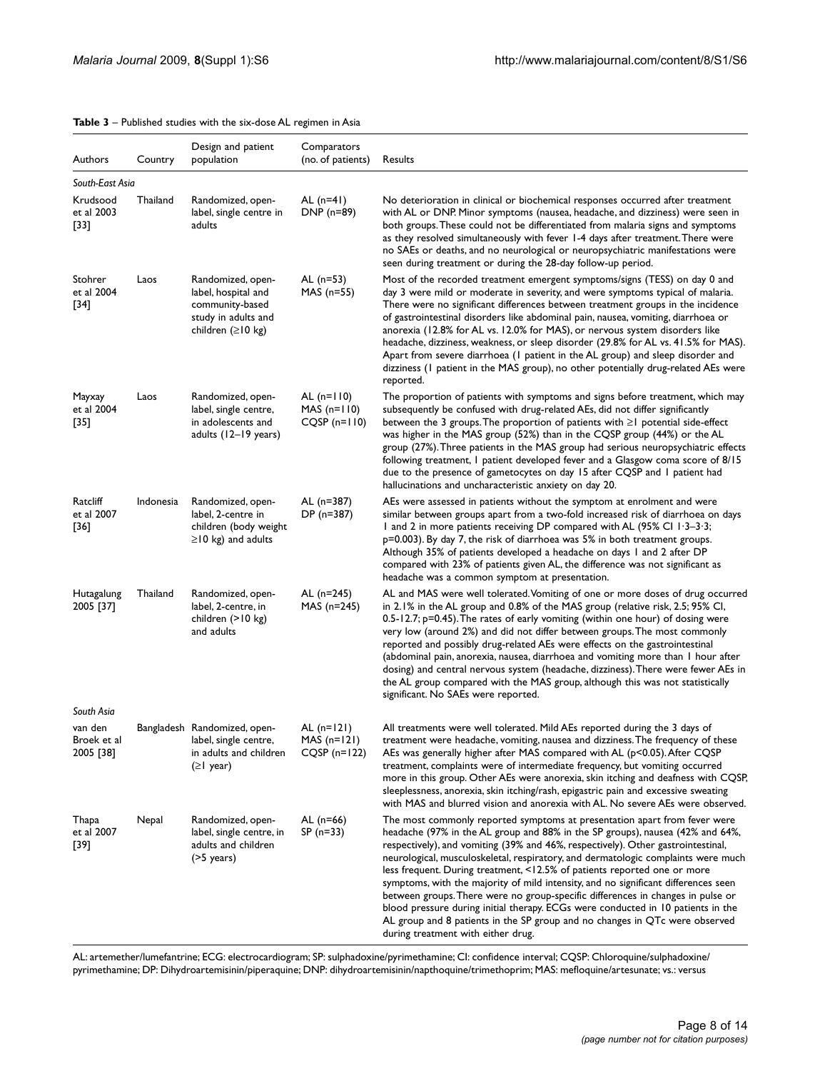**Table 3** – Published studies with the six-dose AL regimen in Asia

| Authors | Country | Design and patient population | Comparators (no. of patients) | Results |
|---|---|---|---|---|
| *South-East Asia* | | | | |
| Krudsood et al 2003 [33] | Thailand | Randomized, open-label, single centre in adults | AL (n=41) DNP (n=89) | No deterioration in clinical or biochemical responses occurred after treatment with AL or DNP. Minor symptoms (nausea, headache, and dizziness) were seen in both groups. These could not be differentiated from malaria signs and symptoms as they resolved simultaneously with fever 1-4 days after treatment. There were no SAEs or deaths, and no neurological or neuropsychiatric manifestations were seen during treatment or during the 28-day follow-up period. |
| Stohrer et al 2004 [34] | Laos | Randomized, open-label, hospital and community-based study in adults and children (≥10 kg) | AL (n=53) MAS (n=55) | Most of the recorded treatment emergent symptoms/signs (TESS) on day 0 and day 3 were mild or moderate in severity, and were symptoms typical of malaria. There were no significant differences between treatment groups in the incidence of gastrointestinal disorders like abdominal pain, nausea, vomiting, diarrhoea or anorexia (12.8% for AL vs. 12.0% for MAS), or nervous system disorders like headache, dizziness, weakness, or sleep disorder (29.8% for AL vs. 41.5% for MAS). Apart from severe diarrhoea (1 patient in the AL group) and sleep disorder and dizziness (1 patient in the MAS group), no other potentially drug-related AEs were reported. |
| Mayxay et al 2004 [35] | Laos | Randomized, open-label, single centre, in adolescents and adults (12–19 years) | AL (n=110) MAS (n=110) CQSP (n=110) | The proportion of patients with symptoms and signs before treatment, which may subsequently be confused with drug-related AEs, did not differ significantly between the 3 groups. The proportion of patients with ≥1 potential side-effect was higher in the MAS group (52%) than in the CQSP group (44%) or the AL group (27%). Three patients in the MAS group had serious neuropsychiatric effects following treatment, 1 patient developed fever and a Glasgow coma score of 8/15 due to the presence of gametocytes on day 15 after CQSP and 1 patient had hallucinations and uncharacteristic anxiety on day 20. |
| Ratcliff et al 2007 [36] | Indonesia | Randomized, open-label, 2-centre in children (body weight ≥10 kg) and adults | AL (n=387) DP (n=387) | AEs were assessed in patients without the symptom at enrolment and were similar between groups apart from a two-fold increased risk of diarrhoea on days 1 and 2 in more patients receiving DP compared with AL (95% CI 1·3–3·3; p=0.003). By day 7, the risk of diarrhoea was 5% in both treatment groups. Although 35% of patients developed a headache on days 1 and 2 after DP compared with 23% of patients given AL, the difference was not significant as headache was a common symptom at presentation. |
| Hutagalung 2005 [37] | Thailand | Randomized, open-label, 2-centre, in children (>10 kg) and adults | AL (n=245) MAS (n=245) | AL and MAS were well tolerated. Vomiting of one or more doses of drug occurred in 2.1% in the AL group and 0.8% of the MAS group (relative risk, 2.5; 95% CI, 0.5-12.7; p=0.45). The rates of early vomiting (within one hour) of dosing were very low (around 2%) and did not differ between groups. The most commonly reported and possibly drug-related AEs were effects on the gastrointestinal (abdominal pain, anorexia, nausea, diarrhoea and vomiting more than 1 hour after dosing) and central nervous system (headache, dizziness). There were fewer AEs in the AL group compared with the MAS group, although this was not statistically significant. No SAEs were reported. |
| *South Asia* | | | | |
| van den Broek et al 2005 [38] | Bangladesh | Randomized, open-label, single centre, in adults and children (≥1 year) | AL (n=121) MAS (n=121) CQSP (n=122) | All treatments were well tolerated. Mild AEs reported during the 3 days of treatment were headache, vomiting, nausea and dizziness. The frequency of these AEs was generally higher after MAS compared with AL (p<0.05). After CQSP treatment, complaints were of intermediate frequency, but vomiting occurred more in this group. Other AEs were anorexia, skin itching and deafness with CQSP, sleeplessness, anorexia, skin itching/rash, epigastric pain and excessive sweating with MAS and blurred vision and anorexia with AL. No severe AEs were observed. |
| Thapa et al 2007 [39] | Nepal | Randomized, open-label, single centre, in adults and children (>5 years) | AL (n=66) SP (n=33) | The most commonly reported symptoms at presentation apart from fever were headache (97% in the AL group and 88% in the SP groups), nausea (42% and 64%, respectively), and vomiting (39% and 46%, respectively). Other gastrointestinal, neurological, musculoskeletal, respiratory, and dermatologic complaints were much less frequent. During treatment, <12.5% of patients reported one or more symptoms, with the majority of mild intensity, and no significant differences seen between groups. There were no group-specific differences in changes in pulse or blood pressure during initial therapy. ECGs were conducted in 10 patients in the AL group and 8 patients in the SP group and no changes in QTc were observed during treatment with either drug. |

AL: artemether/lumefantrine; ECG: electrocardiogram; SP: sulphadoxine/pyrimethamine; CI: confidence interval; CQSP: Chloroquine/sulphadoxine/pyrimethamine; DP: Dihydroartemisinin/piperaquine; DNP: dihydroartemisinin/napthoquine/trimethoprim; MAS: mefloquine/artesunate; vs.: versus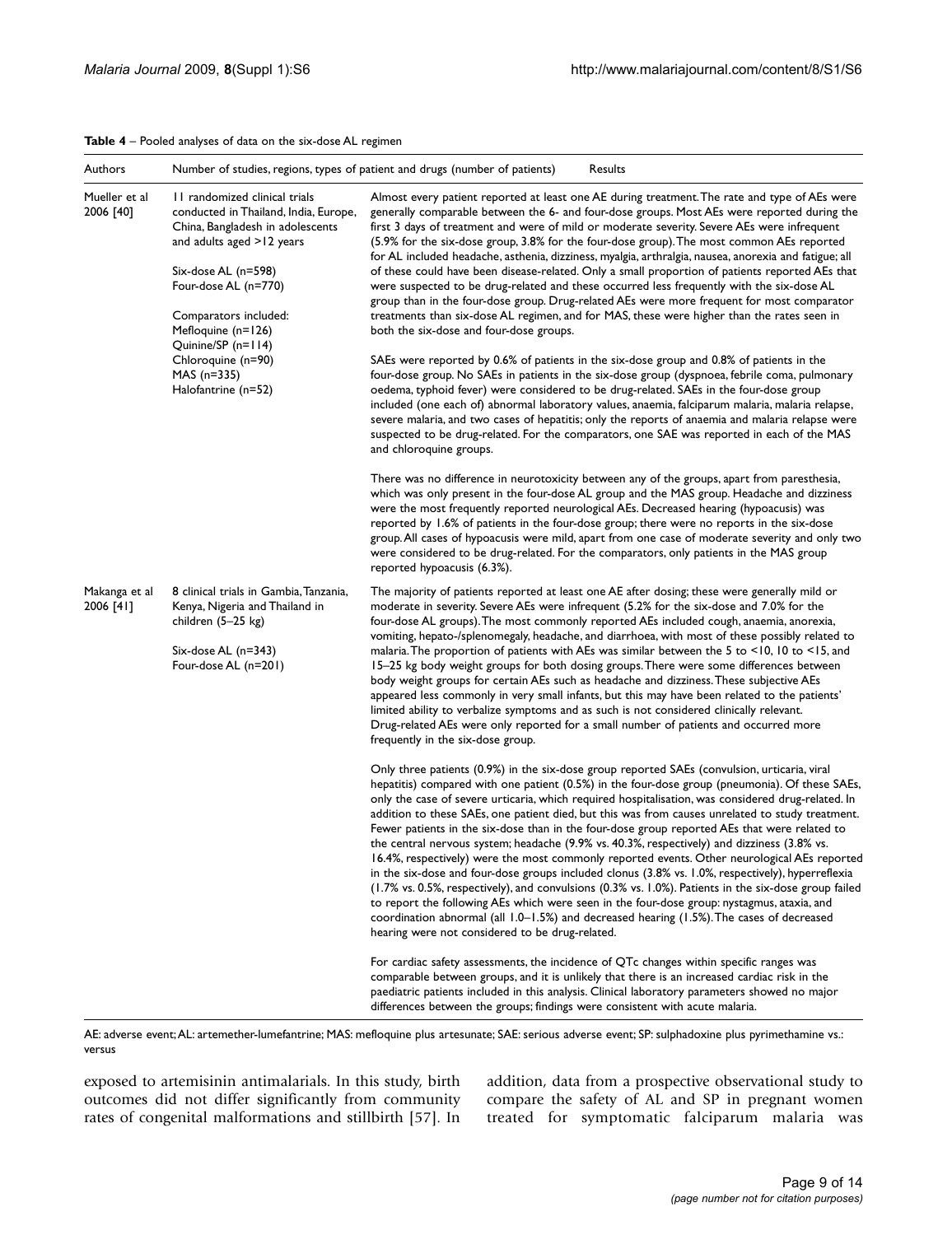**Table 4** – Pooled analyses of data on the six-dose AL regimen

| Authors | Number of studies, regions, types of patient and drugs (number of patients) | Results |
| --- | --- | --- |
| Mueller et al 2006 [40] | 11 randomized clinical trials conducted in Thailand, India, Europe, China, Bangladesh in adolescents and adults aged >12 years<br><br>Six-dose AL (n=598)<br>Four-dose AL (n=770)<br><br>Comparators included:<br>Mefloquine (n=126)<br>Quinine/SP (n=114)<br>Chloroquine (n=90)<br>MAS (n=335)<br>Halofantrine (n=52) | Almost every patient reported at least one AE during treatment. The rate and type of AEs were generally comparable between the 6- and four-dose groups. Most AEs were reported during the first 3 days of treatment and were of mild or moderate severity. Severe AEs were infrequent (5.9% for the six-dose group, 3.8% for the four-dose group). The most common AEs reported for AL included headache, asthenia, dizziness, myalgia, arthralgia, nausea, anorexia and fatigue; all of these could have been disease-related. Only a small proportion of patients reported AEs that were suspected to be drug-related and these occurred less frequently with the six-dose AL group than in the four-dose group. Drug-related AEs were more frequent for most comparator treatments than six-dose AL regimen, and for MAS, these were higher than the rates seen in both the six-dose and four-dose groups.<br><br>SAEs were reported by 0.6% of patients in the six-dose group and 0.8% of patients in the four-dose group. No SAEs in patients in the six-dose group (dyspnoea, febrile coma, pulmonary oedema, typhoid fever) were considered to be drug-related. SAEs in the four-dose group included (one each of) abnormal laboratory values, anaemia, falciparum malaria, malaria relapse, severe malaria, and two cases of hepatitis; only the reports of anaemia and malaria relapse were suspected to be drug-related. For the comparators, one SAE was reported in each of the MAS and chloroquine groups.<br><br>There was no difference in neurotoxicity between any of the groups, apart from paresthesia, which was only present in the four-dose AL group and the MAS group. Headache and dizziness were the most frequently reported neurological AEs. Decreased hearing (hypoacusis) was reported by 1.6% of patients in the four-dose group; there were no reports in the six-dose group. All cases of hypoacusis were mild, apart from one case of moderate severity and only two were considered to be drug-related. For the comparators, only patients in the MAS group reported hypoacusis (6.3%). |
| Makanga et al 2006 [41] | 8 clinical trials in Gambia, Tanzania, Kenya, Nigeria and Thailand in children (5–25 kg)<br><br>Six-dose AL (n=343)<br>Four-dose AL (n=201) | The majority of patients reported at least one AE after dosing; these were generally mild or moderate in severity. Severe AEs were infrequent (5.2% for the six-dose and 7.0% for the four-dose AL groups). The most commonly reported AEs included cough, anaemia, anorexia, vomiting, hepato-/splenomegaly, headache, and diarrhoea, with most of these possibly related to malaria. The proportion of patients with AEs was similar between the 5 to <10, 10 to <15, and 15–25 kg body weight groups for both dosing groups. There were some differences between body weight groups for certain AEs such as headache and dizziness. These subjective AEs appeared less commonly in very small infants, but this may have been related to the patients' limited ability to verbalize symptoms and as such is not considered clinically relevant. Drug-related AEs were only reported for a small number of patients and occurred more frequently in the six-dose group.<br><br>Only three patients (0.9%) in the six-dose group reported SAEs (convulsion, urticaria, viral hepatitis) compared with one patient (0.5%) in the four-dose group (pneumonia). Of these SAEs, only the case of severe urticaria, which required hospitalisation, was considered drug-related. In addition to these SAEs, one patient died, but this was from causes unrelated to study treatment. Fewer patients in the six-dose than in the four-dose group reported AEs that were related to the central nervous system; headache (9.9% vs. 40.3%, respectively) and dizziness (3.8% vs. 16.4%, respectively) were the most commonly reported events. Other neurological AEs reported in the six-dose and four-dose groups included clonus (3.8% vs. 1.0%, respectively), hyperreflexia (1.7% vs. 0.5%, respectively), and convulsions (0.3% vs. 1.0%). Patients in the six-dose group failed to report the following AEs which were seen in the four-dose group: nystagmus, ataxia, and coordination abnormal (all 1.0–1.5%) and decreased hearing (1.5%). The cases of decreased hearing were not considered to be drug-related.<br><br>For cardiac safety assessments, the incidence of QTc changes within specific ranges was comparable between groups, and it is unlikely that there is an increased cardiac risk in the paediatric patients included in this analysis. Clinical laboratory parameters showed no major differences between the groups; findings were consistent with acute malaria. |

AE: adverse event; AL: artemether-lumefantrine; MAS: mefloquine plus artesunate; SAE: serious adverse event; SP: sulphadoxine plus pyrimethamine vs.: versus

exposed to artemisinin antimalarials. In this study, birth outcomes did not differ significantly from community rates of congenital malformations and stillbirth [57]. In addition, data from a prospective observational study to compare the safety of AL and SP in pregnant women treated for symptomatic falciparum malaria was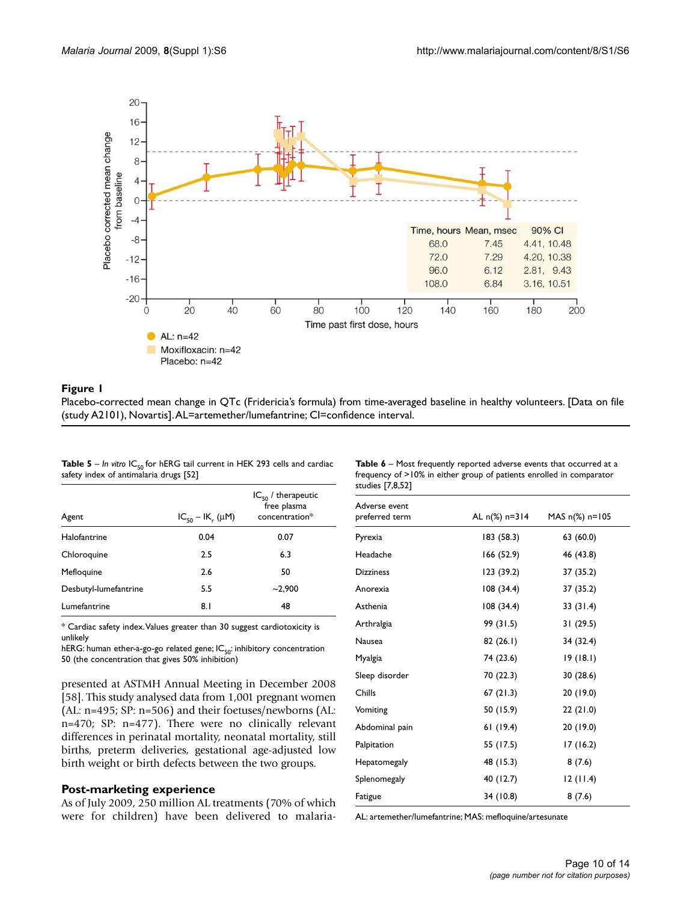Time, hours | Mean, msec | 90% CI
--- | --- | ---
68.0 | 7.45 | 4.41, 10.48
72.0 | 7.29 | 4.20, 10.38
96.0 | 6.12 | 2.81, 9.43
108.0 | 6.84 | 3.16, 10.51

AL: n=42
Moxifloxacin: n=42
Placebo: n=42

**Figure 1**
Placebo-corrected mean change in QTc (Fridericia's formula) from time-averaged baseline in healthy volunteers. [Data on file (study A2101), Novartis]. AL=artemether/lumefantrine; CI=confidence interval.

**Table 5** – *In vitro* $IC_{50}$ for hERG tail current in HEK 293 cells and cardiac safety index of antimalaria drugs [52]

| Agent | $IC_{50}$ – $IK_r$ (μM) | $IC_{50}$ / therapeutic free plasma concentration* |
|---|---|---|
| Halofantrine | 0.04 | 0.07 |
| Chloroquine | 2.5 | 6.3 |
| Mefloquine | 2.6 | 50 |
| Desbutyl-lumefantrine | 5.5 | ~2,900 |
| Lumefantrine | 8.1 | 48 |

\* Cardiac safety index. Values greater than 30 suggest cardiotoxicity is unlikely
hERG: human ether-a-go-go related gene; $IC_{50}$: inhibitory concentration 50 (the concentration that gives 50% inhibition)

presented at ASTMH Annual Meeting in December 2008 [58]. This study analysed data from 1,001 pregnant women (AL: n=495; SP: n=506) and their foetuses/newborns (AL: n=470; SP: n=477). There were no clinically relevant differences in perinatal mortality, neonatal mortality, still births, preterm deliveries, gestational age-adjusted low birth weight or birth defects between the two groups.

## Post-marketing experience

As of July 2009, 250 million AL treatments (70% of which were for children) have been delivered to malaria-

**Table 6** – Most frequently reported adverse events that occurred at a frequency of >10% in either group of patients enrolled in comparator studies [7,8,52]

| Adverse event preferred term | AL n(%) n=314 | MAS n(%) n=105 |
|---|---|---|
| Pyrexia | 183 (58.3) | 63 (60.0) |
| Headache | 166 (52.9) | 46 (43.8) |
| Dizziness | 123 (39.2) | 37 (35.2) |
| Anorexia | 108 (34.4) | 37 (35.2) |
| Asthenia | 108 (34.4) | 33 (31.4) |
| Arthralgia | 99 (31.5) | 31 (29.5) |
| Nausea | 82 (26.1) | 34 (32.4) |
| Myalgia | 74 (23.6) | 19 (18.1) |
| Sleep disorder | 70 (22.3) | 30 (28.6) |
| Chills | 67 (21.3) | 20 (19.0) |
| Vomiting | 50 (15.9) | 22 (21.0) |
| Abdominal pain | 61 (19.4) | 20 (19.0) |
| Palpitation | 55 (17.5) | 17 (16.2) |
| Hepatomegaly | 48 (15.3) | 8 (7.6) |
| Splenomegaly | 40 (12.7) | 12 (11.4) |
| Fatigue | 34 (10.8) | 8 (7.6) |

AL: artemether/lumefantrine; MAS: mefloquine/artesunate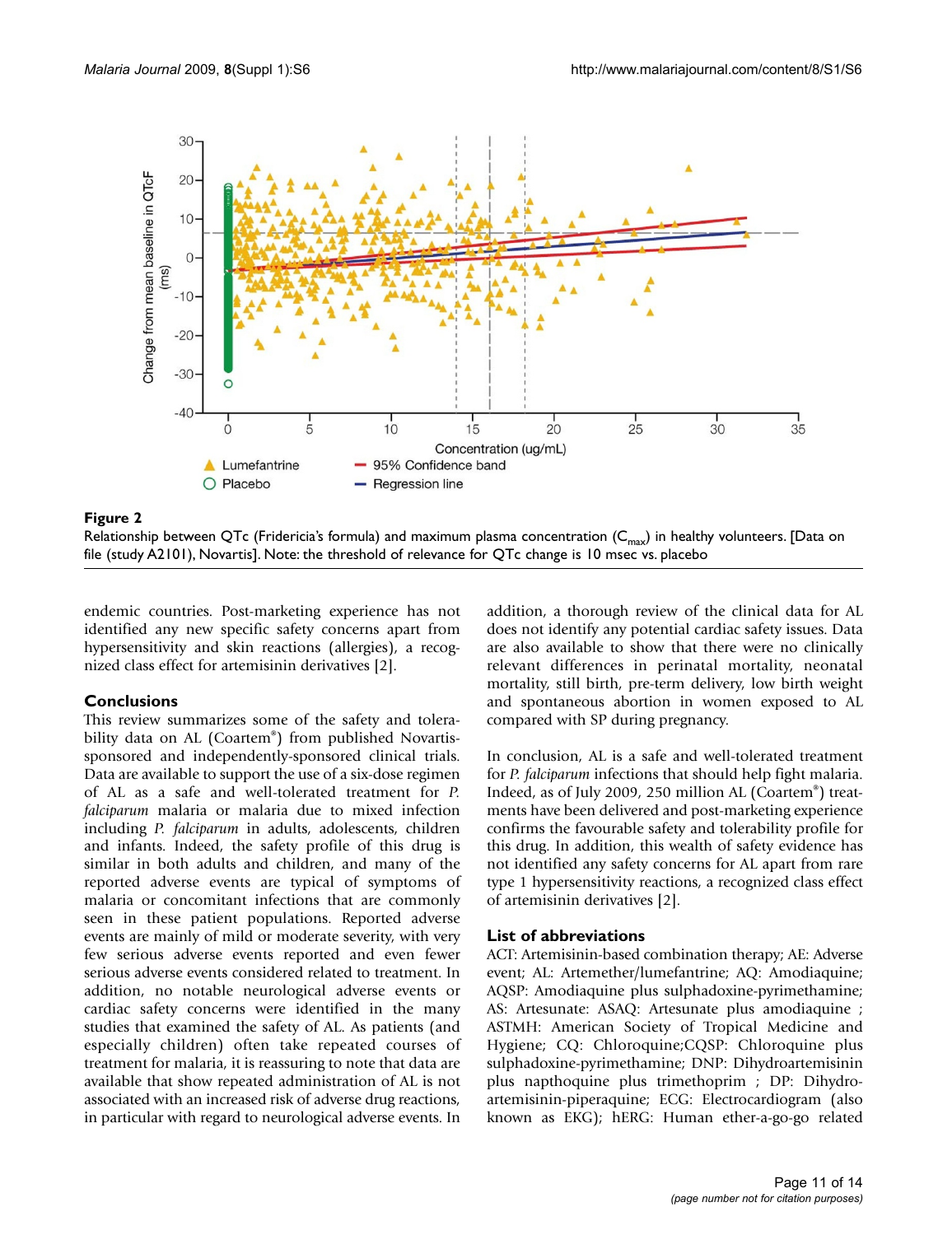Change from mean baseline in QTcF (ms)

30
20
10
0
-10
-20
-30
-40

0 5 10 15 20 25 30 35

Concentration (ug/mL)

Lumefantrine
Placebo
95% Confidence band
Regression line

**Figure 2**

Relationship between QTc (Fridericia's formula) and maximum plasma concentration ($C_{max}$) in healthy volunteers. [Data on file (study A2101), Novartis]. Note: the threshold of relevance for QTc change is 10 msec vs. placebo

endemic countries. Post-marketing experience has not identified any new specific safety concerns apart from hypersensitivity and skin reactions (allergies), a recognized class effect for artemisinin derivatives [2].

## Conclusions

This review summarizes some of the safety and tolerability data on AL (Coartem®) from published Novartis-sponsored and independently-sponsored clinical trials. Data are available to support the use of a six-dose regimen of AL as a safe and well-tolerated treatment for *P. falciparum* malaria or malaria due to mixed infection including *P. falciparum* in adults, adolescents, children and infants. Indeed, the safety profile of this drug is similar in both adults and children, and many of the reported adverse events are typical of symptoms of malaria or concomitant infections that are commonly seen in these patient populations. Reported adverse events are mainly of mild or moderate severity, with very few serious adverse events reported and even fewer serious adverse events considered related to treatment. In addition, no notable neurological adverse events or cardiac safety concerns were identified in the many studies that examined the safety of AL. As patients (and especially children) often take repeated courses of treatment for malaria, it is reassuring to note that data are available that show repeated administration of AL is not associated with an increased risk of adverse drug reactions, in particular with regard to neurological adverse events. In addition, a thorough review of the clinical data for AL does not identify any potential cardiac safety issues. Data are also available to show that there were no clinically relevant differences in perinatal mortality, neonatal mortality, still birth, pre-term delivery, low birth weight and spontaneous abortion in women exposed to AL compared with SP during pregnancy.

In conclusion, AL is a safe and well-tolerated treatment for *P. falciparum* infections that should help fight malaria. Indeed, as of July 2009, 250 million AL (Coartem®) treatments have been delivered and post-marketing experience confirms the favourable safety and tolerability profile for this drug. In addition, this wealth of safety evidence has not identified any safety concerns for AL apart from rare type 1 hypersensitivity reactions, a recognized class effect of artemisinin derivatives [2].

## List of abbreviations

ACT: Artemisinin-based combination therapy; AE: Adverse event; AL: Artemether/lumefantrine; AQ: Amodiaquine; AQSP: Amodiaquine plus sulphadoxine-pyrimethamine; AS: Artesunate: ASAQ: Artesunate plus amodiaquine ; ASTMH: American Society of Tropical Medicine and Hygiene; CQ: Chloroquine;CQSP: Chloroquine plus sulphadoxine-pyrimethamine; DNP: Dihydroartemisinin plus napthoquine plus trimethoprim ; DP: Dihydroartemisinin-piperaquine; ECG: Electrocardiogram (also known as EKG); hERG: Human ether-a-go-go related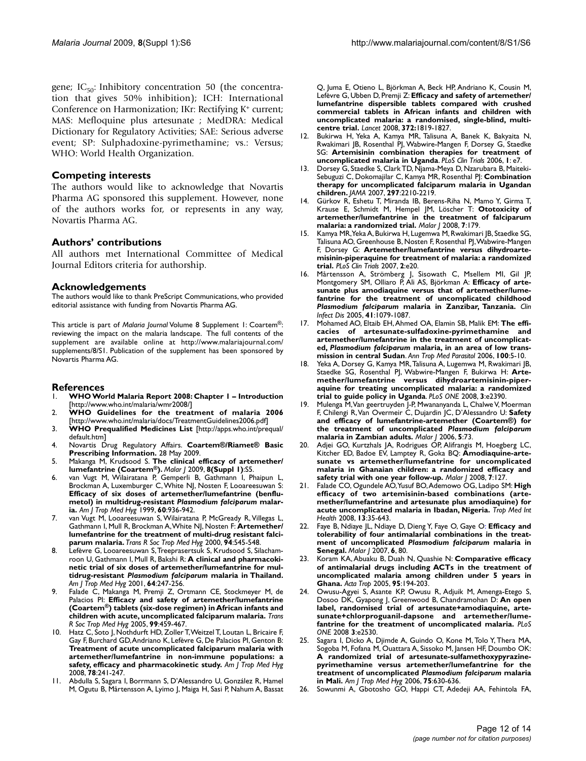gene; $IC_{50}$: Inhibitory concentration 50 (the concentration that gives 50% inhibition); ICH: International Conference on Harmonization; IKr: Rectifying $K^+$ current; MAS: Mefloquine plus artesunate ; MedDRA: Medical Dictionary for Regulatory Activities; SAE: Serious adverse event; SP: Sulphadoxine-pyrimethamine; vs.: Versus; WHO: World Health Organization.

## Competing interests

The authors would like to acknowledge that Novartis Pharma AG sponsored this supplement. However, none of the authors works for, or represents in any way, Novartis Pharma AG.

## Authors' contributions

All authors met International Committee of Medical Journal Editors criteria for authorship.

## Acknowledgements

The authors would like to thank PreScript Communications, who provided editorial assistance with funding from Novartis Pharma AG.

This article is part of *Malaria Journal* Volume 8 Supplement 1: Coartem®: reviewing the impact on the malaria landscape. The full contents of the supplement are available online at http://www.malariajournal.com/supplements/8/S1. Publication of the supplement has been sponsored by Novartis Pharma AG.

## References

1. **WHO World Malaria Report 2008: Chapter 1 – Introduction** [http://www.who.int/malaria/wmr2008/]
2. **WHO Guidelines for the treatment of malaria 2006** [http://www.who.int/malaria/docs/TreatmentGuidelines2006.pdf]
3. **WHO Prequalified Medicines List** [http://apps.who.int/prequal/default.htm]
4. Novartis Drug Regulatory Affairs. **Coartem®/Riamet® Basic Prescribing Information.** 28 May 2009.
5. Makanga M, Krudsood S: **The clinical efficacy of artemether/lumefantrine (Coartem®).** *Malar J* 2009, **8(Suppl 1)**:S5.
6. van Vugt M, Wilairatana P, Gemperli B, Gathmann I, Phaipun L, Brockman A, Luxemburger C, White NJ, Nosten F, Looareesuwan S: **Efficacy of six doses of artemether/lumefantrine (benflumetol) in multidrug-resistant *Plasmodium falciparum* malaria.** *Am J Trop Med Hyg* 1999, **60**:936-942.
7. van Vugt M, Looareesuwan S, Wilairatana P, McGready R, Villegas L, Gathmann I, Mull R, Brockman A, White NJ, Nosten F: **Artemether/lumefantrine for the treatment of multi-drug resistant falciparum malaria.** *Trans R Soc Trop Med Hyg* 2000, **94**:545-548.
8. Lefèvre G, Looareesuwan S, Treeprasertsuk S, Krudsood S, Silachamroon U, Gathmann I, Mull R, Bakshi R: **A clinical and pharmacokinetic trial of six doses of artemether/lumefantrine for multidrug-resistant *Plasmodium falciparum* malaria in Thailand.** *Am J Trop Med Hyg* 2001, **64**:247-256.
9. Falade C, Makanga M, Premji Z, Ortmann CE, Stockmeyer M, de Palacios PI: **Efficacy and safety of artemether/lumefantrine (Coartem®) tablets (six-dose regimen) in African infants and children with acute, uncomplicated falciparum malaria.** *Trans R Soc Trop Med Hyg* 2005, **99**:459-467.
10. Hatz C, Soto J, Nothdurft HD, Zoller T, Weitzel T, Loutan L, Bricaire F, Gay F, Burchard GD, Andriano K, Lefèvre G, De Palacios PI, Genton B: **Treatment of acute uncomplicated falciparum malaria with artemether/lumefantrine in non-immune populations: a safety, efficacy and pharmacokinetic study.** *Am J Trop Med Hyg* 2008, **78**:241-247.
11. Abdulla S, Sagara I, Borrmann S, D'Alessandro U, González R, Hamel M, Ogutu B, Mårtensson A, Lyimo J, Maiga H, Sasi P, Nahum A, Bassat Q, Juma E, Otieno L, Björkman A, Beck HP, Andriano K, Cousin M, Lefèvre G, Ubben D, Premji Z: **Efficacy and safety of artemether/lumefantrine dispersible tablets compared with crushed commercial tablets in African infants and children with uncomplicated malaria: a randomised, single-blind, multicentre trial.** *Lancet* 2008, **372**:1819-1827.
12. Bukirwa H, Yeka A, Kamya MR, Talisuna A, Banek K, Bakyaita N, Rwakimari JB, Rosenthal PJ, Wabwire-Mangen F, Dorsey G, Staedke SG: **Artemisinin combination therapies for treatment of uncomplicated malaria in Uganda**. *PLoS Clin Trials* 2006, **1**: e7.
13. Dorsey G, Staedke S, Clark TD, Njama-Meya D, Nzarubara B, Maiteki-Sebuguzi C, Dokomajilar C, Kamya MR, Rosenthal PJ: **Combination therapy for uncomplicated falciparum malaria in Ugandan children.** *JAMA* 2007, **297**:2210-2219.
14. Gürkov R, Eshetu T, Miranda IB, Berens-Riha N, Mamo Y, Girma T, Krause E, Schmidt M, Hempel JM, Löscher T: **Ototoxicity of artemether/lumefantrine in the treatment of falciparum malaria: a randomized trial.** *Malar J* 2008, **7**:179.
15. Kamya MR, Yeka A, Bukirwa H, Lugemwa M, Rwakimari JB, Staedke SG, Talisuna AO, Greenhouse B, Nosten F, Rosenthal PJ, Wabwire-Mangen F, Dorsey G: **Artemether/lumefantrine versus dihydroartemisinin-piperaquine for treatment of malaria: a randomized trial.** *PLoS Clin Trials* 2007, **2**:e20.
16. Mårtensson A, Strömberg J, Sisowath C, Msellem MI, Gil JP, Montgomery SM, Olliaro P, Ali AS, Björkman A: **Efficacy of artesunate plus amodiaquine versus that of artemether/lumefantrine for the treatment of uncomplicated childhood *Plasmodium falciparum* malaria in Zanzibar, Tanzania.** *Clin Infect Dis* 2005, **41**:1079-1087.
17. Mohamed AO, Eltaib EH, Ahmed OA, Elamin SB, Malik EM: **The efficacies of artesunate-sulfadoxine-pyrimethamine and artemether/lumefantrine in the treatment of uncomplicated, *Plasmodium falciparum* malaria, in an area of low transmission in central Sudan**. *Ann Trop Med Parasitol* 2006, **100**:5-10.
18. Yeka A, Dorsey G, Kamya MR, Talisuna A, Lugemwa M, Rwakimari JB, Staedke SG, Rosenthal PJ, Wabwire-Mangen F, Bukirwa H: **Artemether/lumefantrine versus dihydroartemisinin-piperaquine for treating uncomplicated malaria: a randomized trial to guide policy in Uganda**. *PLoS ONE* 2008, **3**:e2390.
19. Mulenga M, Van geertruyden J-P, Mwananyanda L, Chalwe V, Moerman F, Chilengi R, Van Overmeir C, Dujardin JC, D'Alessandro U: **Safety and efficacy of lumefantrine-artemether (Coartem®) for the treatment of uncomplicated *Plasmodium falciparum* malaria in Zambian adults.** *Malar J* 2006, **5**:73.
20. Adjei GO, Kurtzhals JA, Rodrigues OP, Alifrangis M, Hoegberg LC, Kitcher ED, Badoe EV, Lamptey R, Goka BQ: **Amodiaquine-artesunate vs artemether/lumefantrine for uncomplicated malaria in Ghanaian children: a randomized efficacy and safety trial with one year follow-up.** *Malar J* 2008, **7**:127.
21. Falade CO, Ogundele AO, Yusuf BO, Ademowo OG, Ladipo SM: **High efficacy of two artemisinin-based combinations (artemether/lumefantrine and artesunate plus amodiaquine) for acute uncomplicated malaria in Ibadan, Nigeria.** *Trop Med Int Health* 2008, **13**:35-643.
22. Faye B, Ndiaye JL, Ndiaye D, Dieng Y, Faye O, Gaye O: **Efficacy and tolerability of four antimalarial combinations in the treatment of uncomplicated *Plasmodium falciparum* malaria in Senegal.** *Malar J* 2007, **6**, 80.
23. Koram KA, Abuaku B, Duah N, Quashie N: **Comparative efficacy of antimalarial drugs including ACTs in the treatment of uncomplicated malaria among children under 5 years in Ghana.** *Acta Trop* 2005, **95**:194-203.
24. Owusu-Agyei S, Asante KP, Owusu R, Adjuik M, Amenga-Etego S, Dosoo DK, Gyapong J, Greenwood B, Chandramohan D: **An open label, randomised trial of artesunate+amodiaquine, artesunate+chlorproguanil-dapsone and artemether/lumefantrine for the treatment of uncomplicated malaria.** *PLoS ONE* 2008 **3**:e2530.
25. Sagara I, Dicko A, Djimde A, Guindo O, Kone M, Tolo Y, Thera MA, Sogoba M, Fofana M, Ouattara A, Sissoko M, Jansen HF, Doumbo OK: **A randomized trial of artesunate-sulfamethoxypyrazine-pyrimethamine versus artemether/lumefantrine for the treatment of uncomplicated *Plasmodium falciparum* malaria in Mali.** *Am J Trop Med Hyg* 2006, **75**:630-636.
26. Sowunmi A, Gbotosho GO, Happi CT, Adedeji AA, Fehintola FA,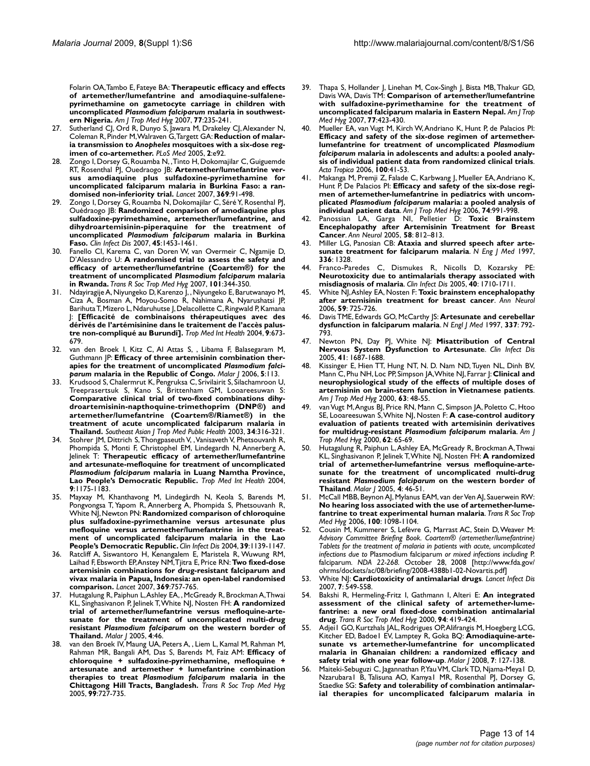Folarin OA, Tambo E, Fateye BA: **Therapeutic efficacy and effects of artemether/lumefantrine and amodiaquine-sulfalene-pyrimethamine on gametocyte carriage in children with uncomplicated *Plasmodium falciparum* malaria in southwestern Nigeria.** *Am J Trop Med Hyg* 2007, **77**:235-241.

27. Sutherland CJ, Ord R, Dunyo S, Jawara M, Drakeley CJ, Alexander N, Coleman R, Pinder M, Walraven G, Targett GA: **Reduction of malaria transmission to *Anopheles* mosquitoes with a six-dose regimen of co-artemether.** *PLoS Med* 2005, **2**:e92.
28. Zongo I, Dorsey G, Rouamba N, , Tinto H, Dokomajilar C, Guiguemde RT, Rosenthal PJ, Ouedraogo JB: **Artemether/lumefantrine versus amodiaquine plus sulfadoxine-pyrimethamine for uncomplicated falciparum malaria in Burkina Faso: a randomised non-inferiority trial.** *Lancet* 2007, **369**:91-498.
29. Zongo I, Dorsey G, Rouamba N, Dokomajilar C, Séré Y, Rosenthal PJ, Ouédraogo JB: **Randomized comparison of amodiaquine plus sulfadoxine-pyrimethamine, artemether/lumefantrine, and dihydroartemisinin-piperaquine for the treatment of uncomplicated *Plasmodium falciparum* malaria in Burkina Faso.** *Clin Infect Dis* 2007, **45**:1453-1461.
30. Fanello CI, Karema C, van Doren W, van Overmeir C, Ngamije D, D'Alessandro U: **A randomised trial to assess the safety and efficacy of artemether/lumefantrine (Coartem®) for the treatment of uncomplicated *Plasmodium falciparum* malaria in Rwanda.** *Trans R Soc Trop Med Hyg* 2007, **101**:344-350.
31. Ndayiragije A, Niyungeko D, Karenzo J, , Niyungeko E, Barutwanayo M, Ciza A, Bosman A, Moyou-Somo R, Nahimana A, Nyarushatsi JP, Barihuta T, Mizero L, Ndaruhutse J, Delacollette C, Ringwald P, Kamana J: **[Efficacité de combinaisons thérapeutiques avec des dérivés de l'artémisinine dans le traitement de l'accès palustre non-compliqué au Burundi].** *Trop Med Int Health* 2004, **9**:673-679.
32. van den Broek I, Kitz C, Al Attas S, , Libama F, Balasegaram M, Guthmann JP: **Efficacy of three artemisinin combination therapies for the treatment of uncomplicated *Plasmodium falciparum* malaria in the Republic of Congo.** *Malar J* 2006, **5**:113.
33. Krudsood S, Chalermrut K, Pengruksa C, Srivilairit S, Silachamroon U, Treeprasertsuk S, Kano S, Brittenham GM, Looareesuwan S: **Comparative clinical trial of two-fixed combinations dihydroartemisinin-napthoquine-trimethoprim (DNP®) and artemether/lumefantrine (Coartem®/Riamet®) in the treatment of acute uncomplicated falciparum malaria in Thailand.** *Southeast Asian J Trop Med Public Health* 2003, **34**:316-321.
34. Stohrer JM, Dittrich S, Thongpaseuth V, , Vanisaveth V, Phetsouvanh R, Phompida S, Monti F, Christophel EM, Lindegardh N, Annerberg A, Jelinek T: **Therapeutic efficacy of artemether/lumefantrine and artesunate-mefloquine for treatment of uncomplicated *Plasmodium falciparum* malaria in Luang Namtha Province, Lao People's Democratic Republic.** *Trop Med Int Health* 2004, **9**:1175-1183.
35. Mayxay M, Khanthavong M, Lindegårdh N, Keola S, Barends M, Pongvongsa T, Yapom R, Annerberg A, Phompida S, Phetsouvanh R, White NJ, Newton PN: **Randomized comparison of chloroquine plus sulfadoxine-pyrimethamine versus artesunate plus mefloquine versus artemether/lumefantrine in the treatment of uncomplicated falciparum malaria in the Lao People's Democratic Republic.** *Clin Infect Dis* 2004, **39**:1139-1147.
36. Ratcliff A, Siswantoro H, Kenangalem E, Maristela R, Wuwung RM, Laihad F, Ebsworth EP, Anstey NM, Tjitra E, Price RN: **Two fixed-dose artemisinin combinations for drug-resistant falciparum and vivax malaria in Papua, Indonesia: an open-label randomised comparison.** *Lancet* 2007, **369**:757-765.
37. Hutagalung R, Paiphun L, Ashley EA, , McGready R, Brockman A, Thwai KL, Singhasivanon P, Jelinek T, White NJ, Nosten FH: **A randomized trial of artemether/lumefantrine versus mefloquine-artesunate for the treatment of uncomplicated multi-drug resistant *Plasmodium falciparum* on the western border of Thailand.** *Malar J* 2005, **4**:46.
38. van den Broek IV, Maung UA, Peters A, , Liem L, Kamal M, Rahman M, Rahman MR, Bangali AM, Das S, Barends M, Faiz AM: **Efficacy of chloroquine + sulfadoxine-pyrimethamine, mefloquine + artesunate and artemether + lumefantrine combination therapies to treat *Plasmodium falciparum* malaria in the Chittagong Hill Tracts, Bangladesh.** *Trans R Soc Trop Med Hyg* 2005, **99**:727-735.
39. Thapa S, Hollander J, Linehan M, Cox-Singh J, Bista MB, Thakur GD, Davis WA, Davis TM: **Comparison of artemether/lumefantrine with sulfadoxine-pyrimethamine for the treatment of uncomplicated falciparum malaria in Eastern Nepal.** *Am J Trop Med Hyg* 2007, **77**:423-430.
40. Mueller EA, van Vugt M, Kirch W, Andriano K, Hunt P, de Palacios PI: **Efficacy and safety of the six-dose regimen of artemether-lumefantrine for treatment of uncomplicated *Plasmodium falciparum* malaria in adolescents and adults: a pooled analysis of individual patient data from randomized clinical trials**. *Acta Tropica* 2006, **100**:41-53.
41. Makanga M, Premji Z, Falade C, Karbwang J, Mueller EA, Andriano K, Hunt P, De Palacios PI: **Efficacy and safety of the six-dose regimen of artemether-lumefantrine in pediatrics with uncomplicated *Plasmodium falciparum* malaria: a pooled analysis of individual patient data**. *Am J Trop Med Hyg* 2006, **74**:991-998.
42. Panossian LA, Garga NI, Pelletier D: **Toxic Brainstem Encephalopathy after Artemisinin Treatment for Breast Cancer**. *Ann Neurol* 2005, **58**: 812–813.
43. Miller LG, Panosian CB: **Ataxia and slurred speech after artesunate treatment for falciparum malaria**. *N Eng J Med* 1997, **336**: 1328.
44. Franco-Paredes C, Dismukes R, Nicolls D, Kozarsky PE: **Neurotoxicity due to antimalarials therapy associated with misdiagnosis of malaria**. *Clin Infect Dis* 2005, **40**: 1710-1711.
45. White NJ, Ashley EA, Nosten F: **Toxic brainstem encephalopathy after artemisinin treatment for breast cancer**. *Ann Neurol* 2006, **59**: 725-726.
46. Davis TME, Edwards GO, McCarthy JS: **Artesunate and cerebellar dysfunction in falciparum malaria**. *N Engl J Med* 1997, **337**: 792-793.
47. Newton PN, Day PJ, White NJ: **Misattribution of Central Nervous System Dysfunction to Artesunate**. *Clin Infect Dis* 2005, **41**: 1687-1688.
48. Kissinger E, Hien TT, Hung NT, N. D. Nam ND, Tuyen NL, Dinh BV, Mann C, Phu NH, Loc PP, Simpson JA, White NJ, Farrar J: **Clinical and neurophysiological study of the effects of multiple doses of artemisinin on brain-stem function in Vietnamese patients**. *Am J Trop Med Hyg* 2000, **63**: 48-55.
49. van Vugt M, Angus BJ, Price RN, Mann C, Simpson JA, Poletto C, Htoo SE, Looareesuwan S, White NJ, Nosten F: **A case-control auditory evaluation of patients treated with artemisinin derivatives for multidrug-resistant *Plasmodium falciparum* malaria**. *Am J Trop Med Hyg* 2000, **62**: 65-69.
50. Hutagalung R, Paiphun L, Ashley EA, McGready R, Brockman A, Thwai KL, Singhasivanon P, Jelinek T, White NJ, Nosten FH: **A randomized trial of artemether-lumefantrine versus mefloquine-artesunate for the treatment of uncomplicated multi-drug resistant *Plasmodium falciparum* on the western border of Thailand**. *Malar J* 2005, **4**: 46-51.
51. McCall MBB, Beynon AJ, Mylanus EAM, van der Ven AJ, Sauerwein RW: **No hearing loss associated with the use of artemether-lumefantrine to treat experimental human malaria**. *Trans R Soc Trop Med Hyg* 2006, **100**: 1098-1104.
52. Cousin M, Kummerer S, Lefèvre G, Marrast AC, Stein D, Weaver M: *Advisory Committee Briefing Book. Coartem® (artemether/lumefantrine) Tablets for the treatment of malaria in patients with acute, uncomplicated infections due to* Plasmodium falciparum *or mixed infections including* P. falciparum. *NDA 22-268.* October 28, 2008 [http://www.fda.gov/ohrms/dockets/ac/08/briefing/2008-4388b1-02-Novartis.pdf]
53. White NJ: **Cardiotoxicity of antimalarial drugs**. *Lancet Infect Dis* 2007, **7**: 549-558.
54. Bakshi R, Hermeling-Fritz I, Gathmann I, Alteri E: **An integrated assessment of the clinical safety of artemether-lumefantrine: a new oral fixed-dose combination antimalarial drug**. *Trans R Soc Trop Med Hyg* 2000, **94**: 419-424.
55. Adjei1 GO, Kurtzhals JAL, Rodrigues OP, Alifrangis M, Hoegberg LCG, Kitcher ED, Badoe1 EV, Lamptey R, Goka BQ: **Amodiaquine-artesunate vs artemether-lumefantrine for uncomplicated malaria in Ghanaian children: a randomized efficacy and safety trial with one year follow-up**. *Malar J* 2008, **7**: 127-138.
56. Maiteki-Sebuguzi C, Jagannathan P, Yau VM, Clark TD, Njama-Meya1 D, Nzarubara1 B, Talisuna AO, Kamya1 MR, Rosenthal PJ, Dorsey G, Staedke SG: **Safety and tolerability of combination antimalarial therapies for uncomplicated falciparum malaria in**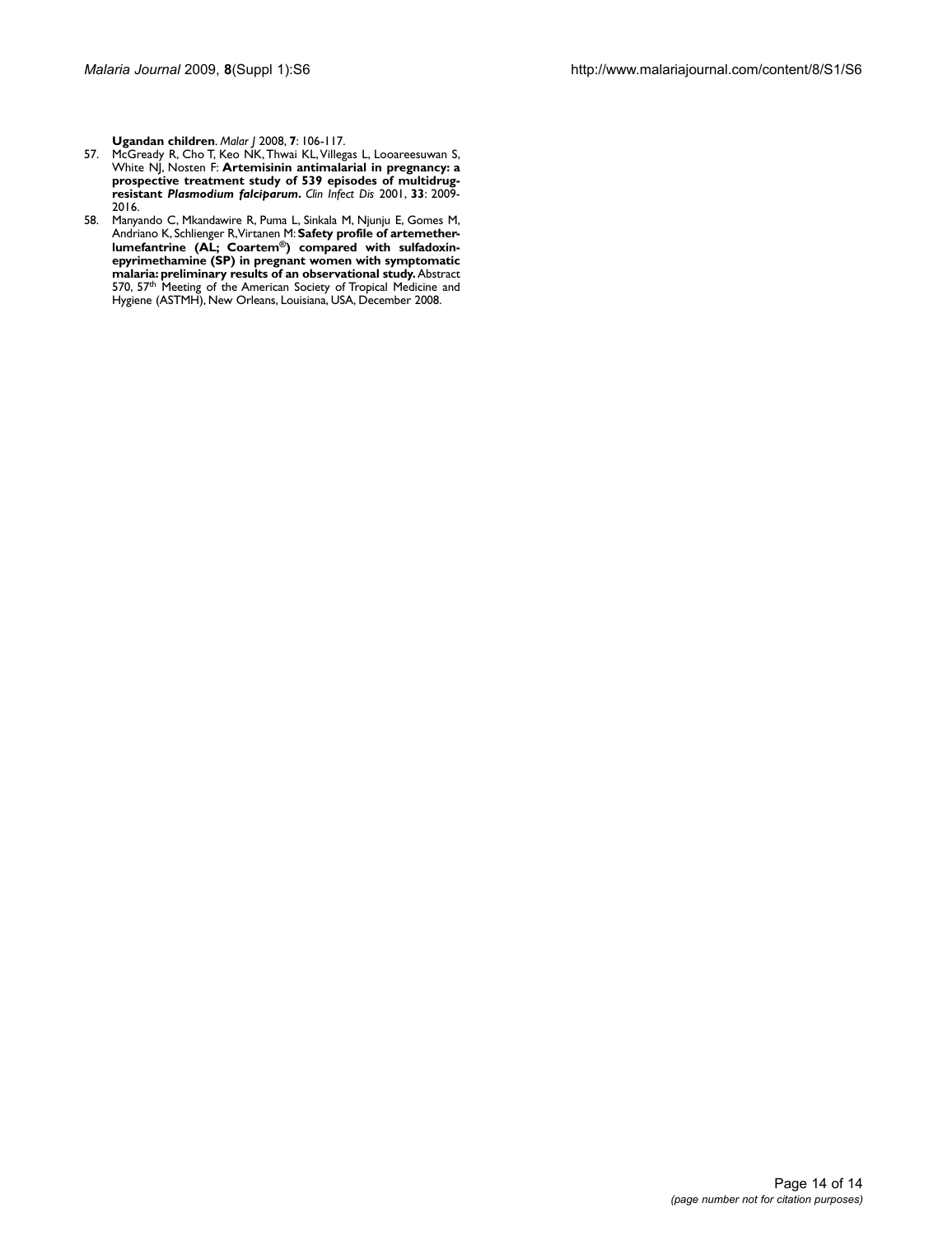**Ugandan children**. *Malar J* 2008, **7**: 106-117.

57. McGready R, Cho T, Keo NK, Thwai KL, Villegas L, Looareesuwan S, White NJ, Nosten F: **Artemisinin antimalarial in pregnancy: a prospective treatment study of 539 episodes of multidrug-resistant *Plasmodium falciparum*.** *Clin Infect Dis* 2001, **33**: 2009-2016.
58. Manyando C, Mkandawire R, Puma L, Sinkala M, Njunju E, Gomes M, Andriano K, Schlienger R, Virtanen M: **Safety profile of artemether-lumefantrine (AL; Coartem®) compared with sulfadoxin-epyrimethamine (SP) in pregnant women with symptomatic malaria: preliminary results of an observational study.** Abstract 570, 57th Meeting of the American Society of Tropical Medicine and Hygiene (ASTMH), New Orleans, Louisiana, USA, December 2008.